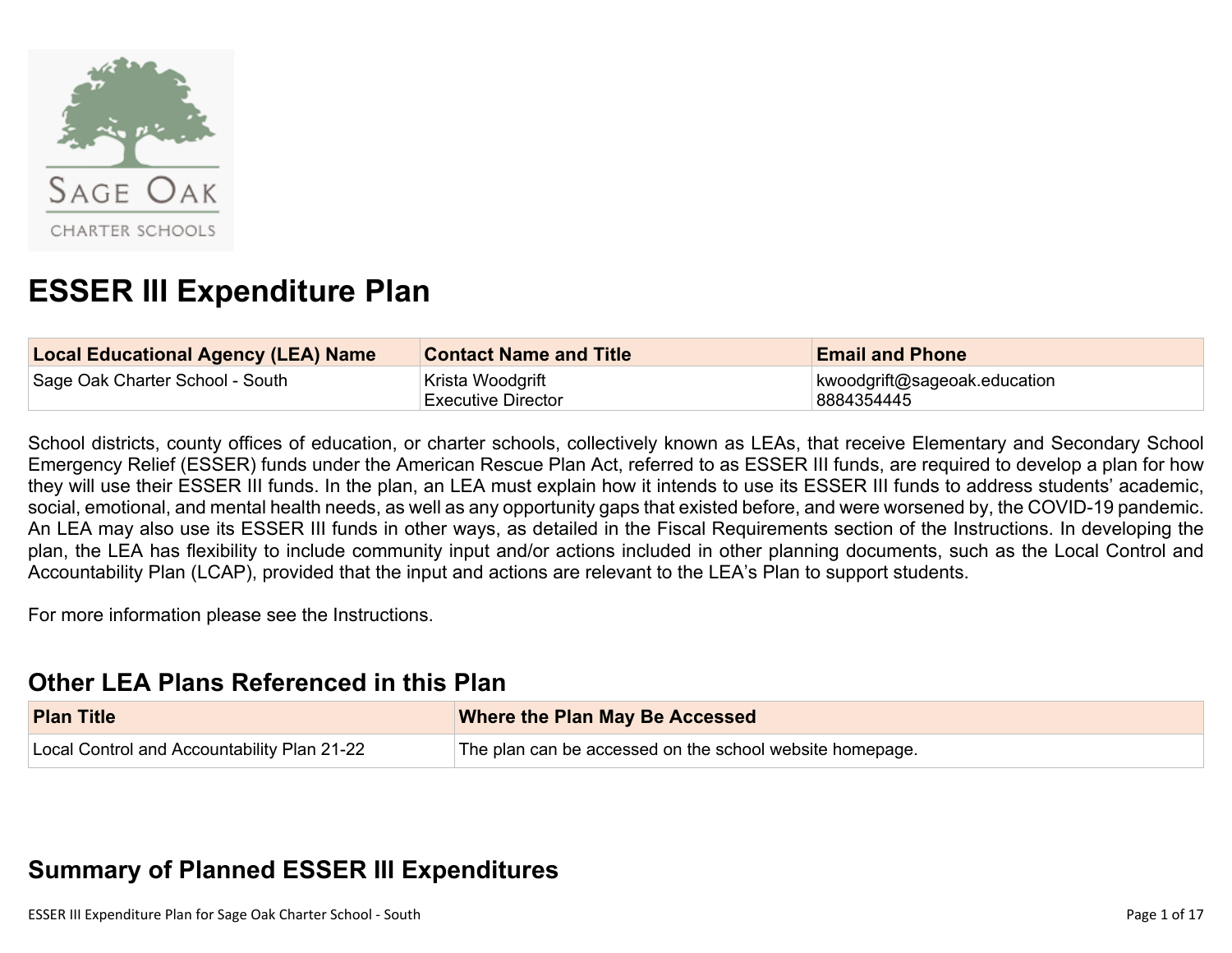# ESSER III Expenditure Plan

| Local Educational Agency (LEA) Name | Contact Name and Title | Email and Phone |
| --- | --- | --- |
| Sage Oak Charter School - South | Krista Woodgrift<br>Executive Director | kwoodgrift@sageoak.education<br>8884354445 |

School districts, county offices of education, or charter schools, collectively known as LEAs, that receive Elementary and Secondary School Emergency Relief (ESSER) funds under the American Rescue Plan Act, referred to as ESSER III funds, are required to develop a plan for how they will use their ESSER III funds. In the plan, an LEA must explain how it intends to use its ESSER III funds to address students' academic, social, emotional, and mental health needs, as well as any opportunity gaps that existed before, and were worsened by, the COVID-19 pandemic. An LEA may also use its ESSER III funds in other ways, as detailed in the Fiscal Requirements section of the Instructions. In developing the plan, the LEA has flexibility to include community input and/or actions included in other planning documents, such as the Local Control and Accountability Plan (LCAP), provided that the input and actions are relevant to the LEA's Plan to support students.

For more information please see the Instructions.

## Other LEA Plans Referenced in this Plan

| Plan Title | Where the Plan May Be Accessed |
| --- | --- |
| Local Control and Accountability Plan 21-22 | The plan can be accessed on the school website homepage. |

## Summary of Planned ESSER III Expenditures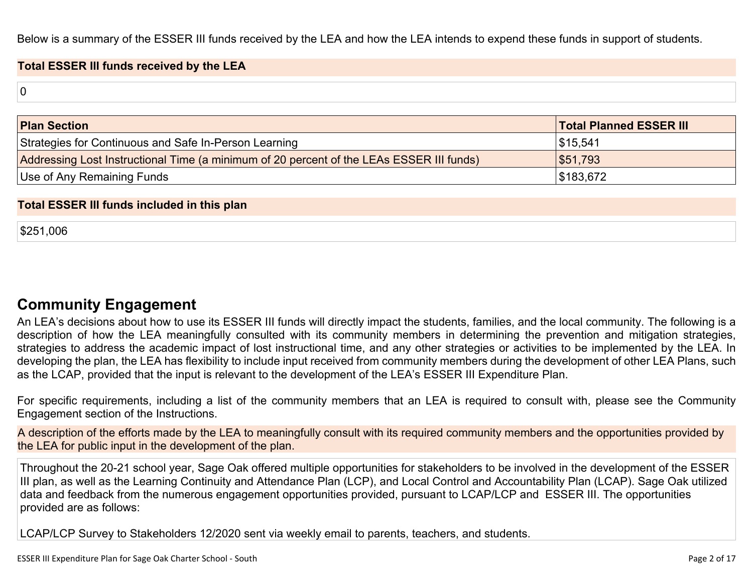Below is a summary of the ESSER III funds received by the LEA and how the LEA intends to expend these funds in support of students.

**Total ESSER III funds received by the LEA**

0

| Plan Section | Total Planned ESSER III |
| --- | --- |
| Strategies for Continuous and Safe In-Person Learning | $15,541 |
| Addressing Lost Instructional Time (a minimum of 20 percent of the LEAs ESSER III funds) | $51,793 |
| Use of Any Remaining Funds | $183,672 |

**Total ESSER III funds included in this plan**

$251,006

## Community Engagement

An LEA's decisions about how to use its ESSER III funds will directly impact the students, families, and the local community. The following is a description of how the LEA meaningfully consulted with its community members in determining the prevention and mitigation strategies, strategies to address the academic impact of lost instructional time, and any other strategies or activities to be implemented by the LEA. In developing the plan, the LEA has flexibility to include input received from community members during the development of other LEA Plans, such as the LCAP, provided that the input is relevant to the development of the LEA's ESSER III Expenditure Plan.

For specific requirements, including a list of the community members that an LEA is required to consult with, please see the Community Engagement section of the Instructions.

**A description of the efforts made by the LEA to meaningfully consult with its required community members and the opportunities provided by the LEA for public input in the development of the plan.**

Throughout the 20-21 school year, Sage Oak offered multiple opportunities for stakeholders to be involved in the development of the ESSER III plan, as well as the Learning Continuity and Attendance Plan (LCP), and Local Control and Accountability Plan (LCAP). Sage Oak utilized data and feedback from the numerous engagement opportunities provided, pursuant to LCAP/LCP and ESSER III. The opportunities provided are as follows:

LCAP/LCP Survey to Stakeholders 12/2020 sent via weekly email to parents, teachers, and students.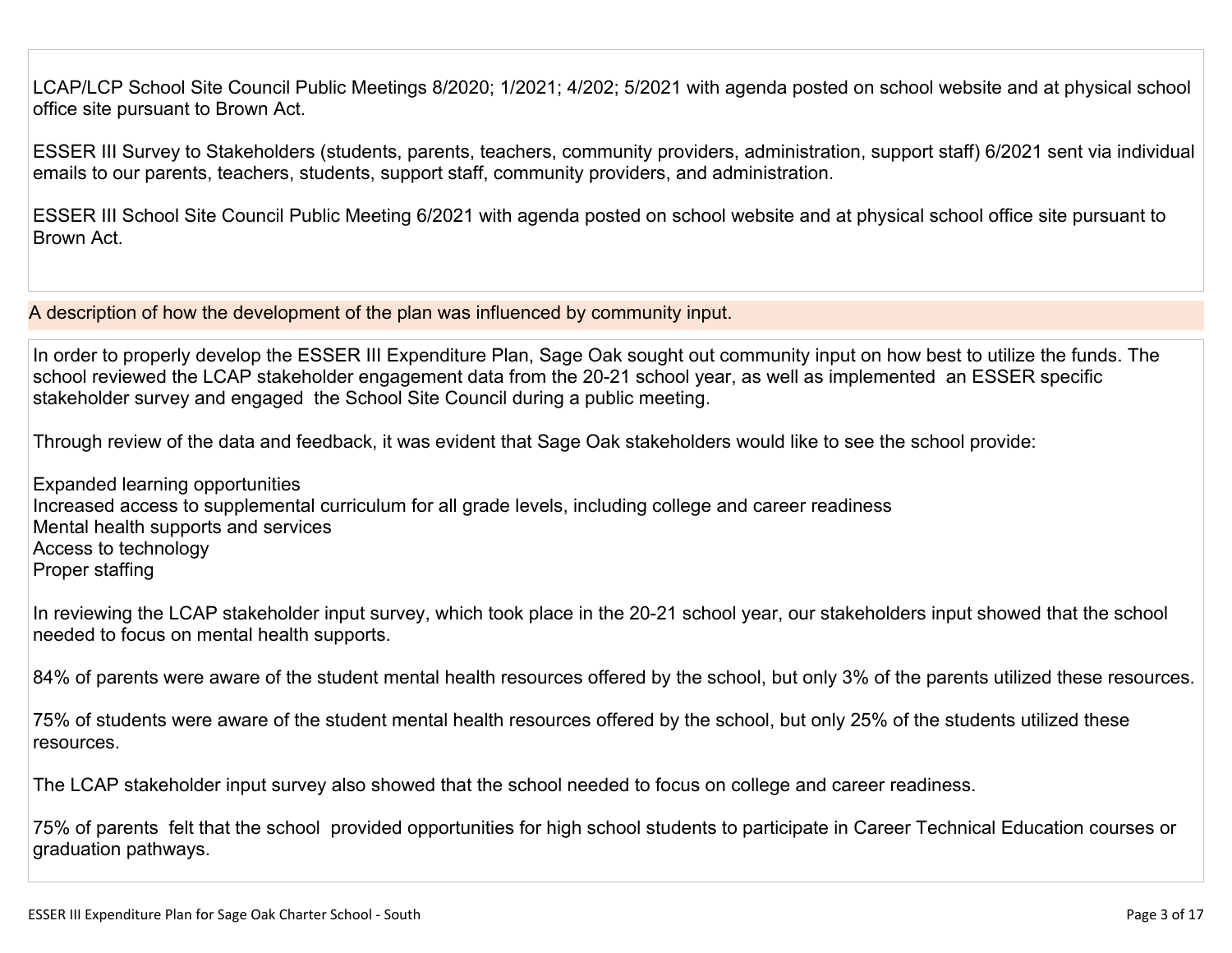LCAP/LCP School Site Council Public Meetings 8/2020; 1/2021; 4/202; 5/2021 with agenda posted on school website and at physical school office site pursuant to Brown Act.

ESSER III Survey to Stakeholders (students, parents, teachers, community providers, administration, support staff) 6/2021 sent via individual emails to our parents, teachers, students, support staff, community providers, and administration.

ESSER III School Site Council Public Meeting 6/2021 with agenda posted on school website and at physical school office site pursuant to Brown Act.

## A description of how the development of the plan was influenced by community input.

In order to properly develop the ESSER III Expenditure Plan, Sage Oak sought out community input on how best to utilize the funds. The school reviewed the LCAP stakeholder engagement data from the 20-21 school year, as well as implemented an ESSER specific stakeholder survey and engaged the School Site Council during a public meeting.

Through review of the data and feedback, it was evident that Sage Oak stakeholders would like to see the school provide:

Expanded learning opportunities
Increased access to supplemental curriculum for all grade levels, including college and career readiness
Mental health supports and services
Access to technology
Proper staffing

In reviewing the LCAP stakeholder input survey, which took place in the 20-21 school year, our stakeholders input showed that the school needed to focus on mental health supports.

84% of parents were aware of the student mental health resources offered by the school, but only 3% of the parents utilized these resources.

75% of students were aware of the student mental health resources offered by the school, but only 25% of the students utilized these resources.

The LCAP stakeholder input survey also showed that the school needed to focus on college and career readiness.

75% of parents felt that the school provided opportunities for high school students to participate in Career Technical Education courses or graduation pathways.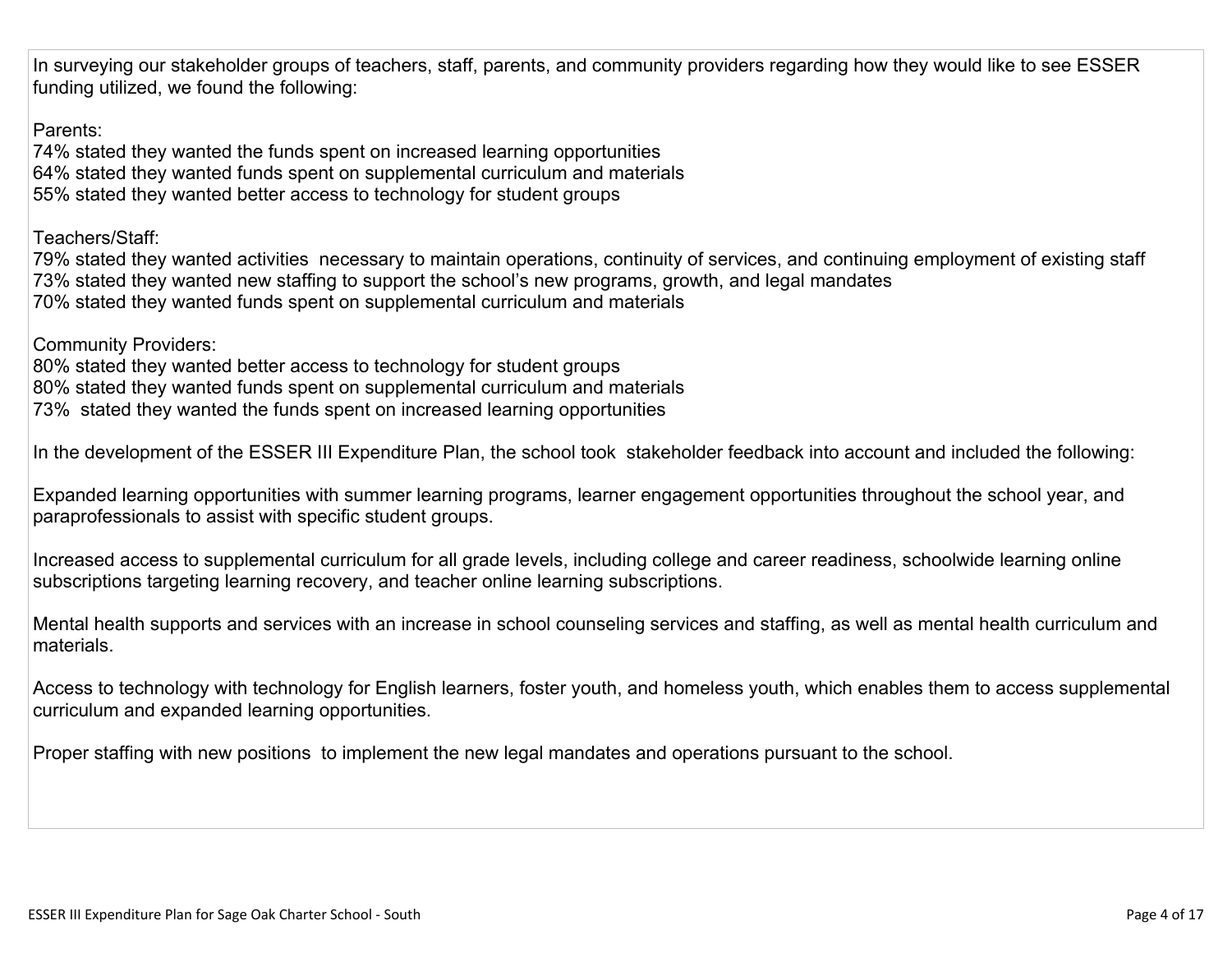In surveying our stakeholder groups of teachers, staff, parents, and community providers regarding how they would like to see ESSER funding utilized, we found the following:

Parents:
74% stated they wanted the funds spent on increased learning opportunities
64% stated they wanted funds spent on supplemental curriculum and materials
55% stated they wanted better access to technology for student groups

Teachers/Staff:
79% stated they wanted activities necessary to maintain operations, continuity of services, and continuing employment of existing staff
73% stated they wanted new staffing to support the school's new programs, growth, and legal mandates
70% stated they wanted funds spent on supplemental curriculum and materials

Community Providers:
80% stated they wanted better access to technology for student groups
80% stated they wanted funds spent on supplemental curriculum and materials
73% stated they wanted the funds spent on increased learning opportunities

In the development of the ESSER III Expenditure Plan, the school took stakeholder feedback into account and included the following:

Expanded learning opportunities with summer learning programs, learner engagement opportunities throughout the school year, and paraprofessionals to assist with specific student groups.

Increased access to supplemental curriculum for all grade levels, including college and career readiness, schoolwide learning online subscriptions targeting learning recovery, and teacher online learning subscriptions.

Mental health supports and services with an increase in school counseling services and staffing, as well as mental health curriculum and materials.

Access to technology with technology for English learners, foster youth, and homeless youth, which enables them to access supplemental curriculum and expanded learning opportunities.

Proper staffing with new positions to implement the new legal mandates and operations pursuant to the school.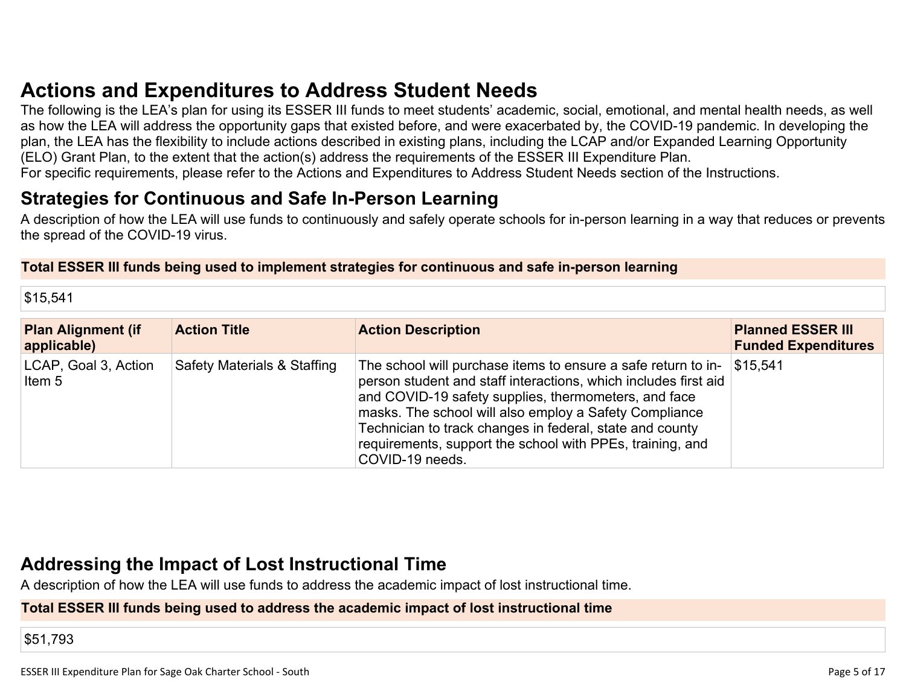# Actions and Expenditures to Address Student Needs

The following is the LEA's plan for using its ESSER III funds to meet students' academic, social, emotional, and mental health needs, as well as how the LEA will address the opportunity gaps that existed before, and were exacerbated by, the COVID-19 pandemic. In developing the plan, the LEA has the flexibility to include actions described in existing plans, including the LCAP and/or Expanded Learning Opportunity (ELO) Grant Plan, to the extent that the action(s) address the requirements of the ESSER III Expenditure Plan.
For specific requirements, please refer to the Actions and Expenditures to Address Student Needs section of the Instructions.

## Strategies for Continuous and Safe In-Person Learning

A description of how the LEA will use funds to continuously and safely operate schools for in-person learning in a way that reduces or prevents the spread of the COVID-19 virus.

**Total ESSER III funds being used to implement strategies for continuous and safe in-person learning**

$15,541

| Plan Alignment (if applicable) | Action Title | Action Description | Planned ESSER III Funded Expenditures |
|---|---|---|---|
| LCAP, Goal 3, Action Item 5 | Safety Materials & Staffing | The school will purchase items to ensure a safe return to in-person student and staff interactions, which includes first aid and COVID-19 safety supplies, thermometers, and face masks. The school will also employ a Safety Compliance Technician to track changes in federal, state and county requirements, support the school with PPEs, training, and COVID-19 needs. | $15,541 |

## Addressing the Impact of Lost Instructional Time

A description of how the LEA will use funds to address the academic impact of lost instructional time.

**Total ESSER III funds being used to address the academic impact of lost instructional time**

$51,793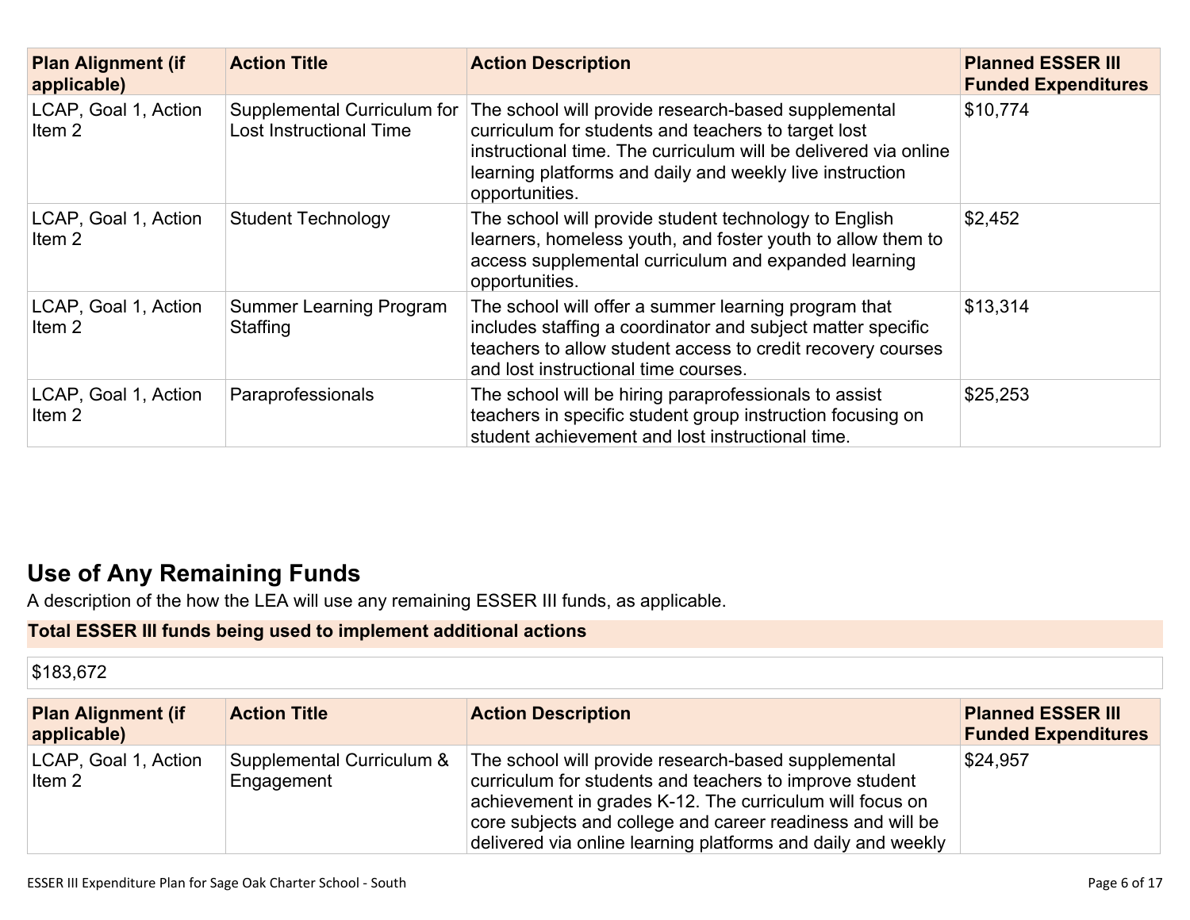| Plan Alignment (if applicable) | Action Title | Action Description | Planned ESSER III Funded Expenditures |
|---|---|---|---|
| LCAP, Goal 1, Action Item 2 | Supplemental Curriculum for Lost Instructional Time | The school will provide research-based supplemental curriculum for students and teachers to target lost instructional time. The curriculum will be delivered via online learning platforms and daily and weekly live instruction opportunities. | $10,774 |
| LCAP, Goal 1, Action Item 2 | Student Technology | The school will provide student technology to English learners, homeless youth, and foster youth to allow them to access supplemental curriculum and expanded learning opportunities. | $2,452 |
| LCAP, Goal 1, Action Item 2 | Summer Learning Program Staffing | The school will offer a summer learning program that includes staffing a coordinator and subject matter specific teachers to allow student access to credit recovery courses and lost instructional time courses. | $13,314 |
| LCAP, Goal 1, Action Item 2 | Paraprofessionals | The school will be hiring paraprofessionals to assist teachers in specific student group instruction focusing on student achievement and lost instructional time. | $25,253 |

## Use of Any Remaining Funds

A description of the how the LEA will use any remaining ESSER III funds, as applicable.

**Total ESSER III funds being used to implement additional actions**

$183,672

| Plan Alignment (if applicable) | Action Title | Action Description | Planned ESSER III Funded Expenditures |
|---|---|---|---|
| LCAP, Goal 1, Action Item 2 | Supplemental Curriculum & Engagement | The school will provide research-based supplemental curriculum for students and teachers to improve student achievement in grades K-12. The curriculum will focus on core subjects and college and career readiness and will be delivered via online learning platforms and daily and weekly | $24,957 |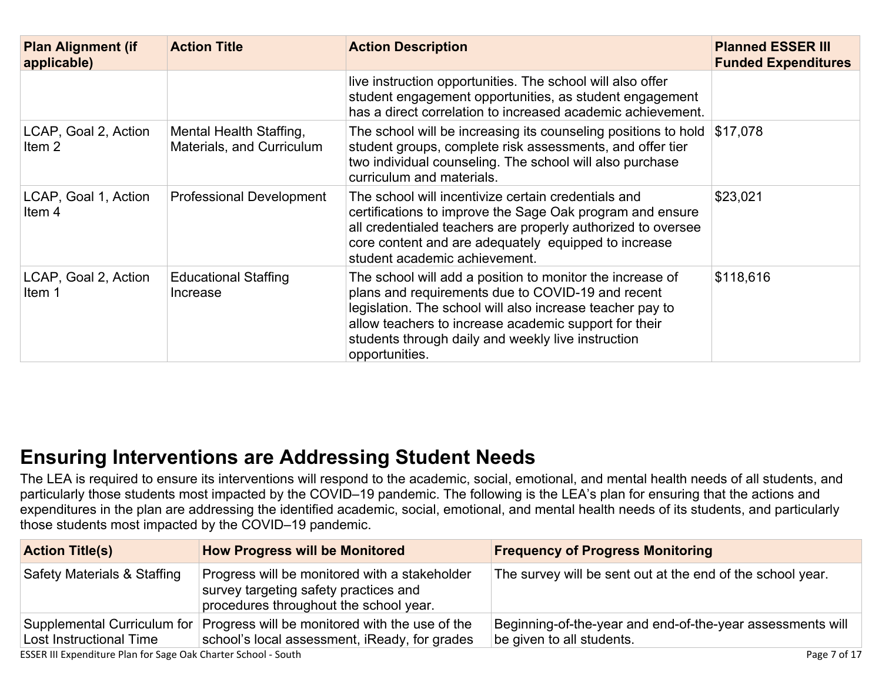| Plan Alignment (if applicable) | Action Title | Action Description | Planned ESSER III Funded Expenditures |
|---|---|---|---|
| | | live instruction opportunities. The school will also offer student engagement opportunities, as student engagement has a direct correlation to increased academic achievement. | |
| LCAP, Goal 2, Action Item 2 | Mental Health Staffing, Materials, and Curriculum | The school will be increasing its counseling positions to hold student groups, complete risk assessments, and offer tier two individual counseling. The school will also purchase curriculum and materials. | $17,078 |
| LCAP, Goal 1, Action Item 4 | Professional Development | The school will incentivize certain credentials and certifications to improve the Sage Oak program and ensure all credentialed teachers are properly authorized to oversee core content and are adequately equipped to increase student academic achievement. | $23,021 |
| LCAP, Goal 2, Action Item 1 | Educational Staffing Increase | The school will add a position to monitor the increase of plans and requirements due to COVID-19 and recent legislation. The school will also increase teacher pay to allow teachers to increase academic support for their students through daily and weekly live instruction opportunities. | $118,616 |

## Ensuring Interventions are Addressing Student Needs

The LEA is required to ensure its interventions will respond to the academic, social, emotional, and mental health needs of all students, and particularly those students most impacted by the COVID–19 pandemic. The following is the LEA's plan for ensuring that the actions and expenditures in the plan are addressing the identified academic, social, emotional, and mental health needs of its students, and particularly those students most impacted by the COVID–19 pandemic.

| Action Title(s) | How Progress will be Monitored | Frequency of Progress Monitoring |
|---|---|---|
| Safety Materials & Staffing | Progress will be monitored with a stakeholder survey targeting safety practices and procedures throughout the school year. | The survey will be sent out at the end of the school year. |
| Supplemental Curriculum for Lost Instructional Time | Progress will be monitored with the use of the school's local assessment, iReady, for grades | Beginning-of-the-year and end-of-the-year assessments will be given to all students. |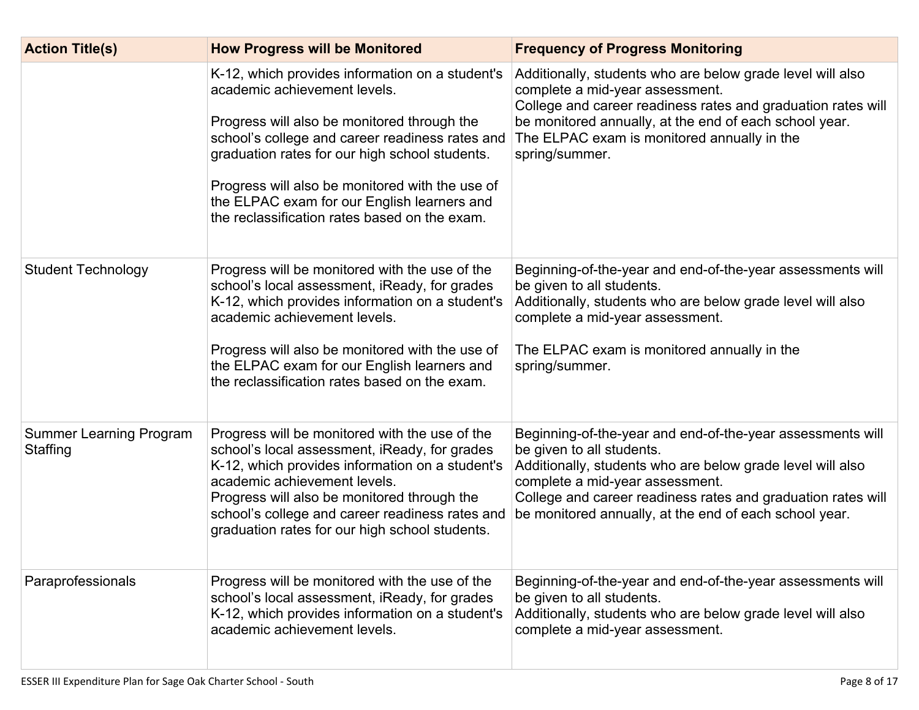| Action Title(s) | How Progress will be Monitored | Frequency of Progress Monitoring |
|---|---|---|
| | K-12, which provides information on a student's academic achievement levels.<br><br>Progress will also be monitored through the school's college and career readiness rates and graduation rates for our high school students.<br><br>Progress will also be monitored with the use of the ELPAC exam for our English learners and the reclassification rates based on the exam. | Additionally, students who are below grade level will also complete a mid-year assessment.<br>College and career readiness rates and graduation rates will be monitored annually, at the end of each school year.<br>The ELPAC exam is monitored annually in the spring/summer. |
| Student Technology | Progress will be monitored with the use of the school's local assessment, iReady, for grades K-12, which provides information on a student's academic achievement levels.<br><br>Progress will also be monitored with the use of the ELPAC exam for our English learners and the reclassification rates based on the exam. | Beginning-of-the-year and end-of-the-year assessments will be given to all students.<br>Additionally, students who are below grade level will also complete a mid-year assessment.<br><br>The ELPAC exam is monitored annually in the spring/summer. |
| Summer Learning Program Staffing | Progress will be monitored with the use of the school's local assessment, iReady, for grades K-12, which provides information on a student's academic achievement levels.<br>Progress will also be monitored through the school's college and career readiness rates and graduation rates for our high school students. | Beginning-of-the-year and end-of-the-year assessments will be given to all students.<br>Additionally, students who are below grade level will also complete a mid-year assessment.<br>College and career readiness rates and graduation rates will be monitored annually, at the end of each school year. |
| Paraprofessionals | Progress will be monitored with the use of the school's local assessment, iReady, for grades K-12, which provides information on a student's academic achievement levels. | Beginning-of-the-year and end-of-the-year assessments will be given to all students.<br>Additionally, students who are below grade level will also complete a mid-year assessment. |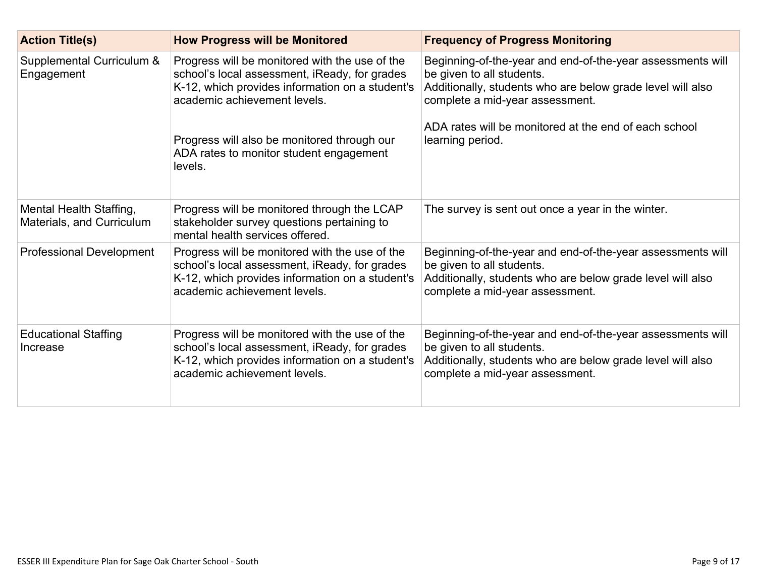| Action Title(s) | How Progress will be Monitored | Frequency of Progress Monitoring |
|---|---|---|
| Supplemental Curriculum & Engagement | Progress will be monitored with the use of the school's local assessment, iReady, for grades K-12, which provides information on a student's academic achievement levels.<br><br>Progress will also be monitored through our ADA rates to monitor student engagement levels. | Beginning-of-the-year and end-of-the-year assessments will be given to all students.<br>Additionally, students who are below grade level will also complete a mid-year assessment.<br><br>ADA rates will be monitored at the end of each school learning period. |
| Mental Health Staffing, Materials, and Curriculum | Progress will be monitored through the LCAP stakeholder survey questions pertaining to mental health services offered. | The survey is sent out once a year in the winter. |
| Professional Development | Progress will be monitored with the use of the school's local assessment, iReady, for grades K-12, which provides information on a student's academic achievement levels. | Beginning-of-the-year and end-of-the-year assessments will be given to all students.<br>Additionally, students who are below grade level will also complete a mid-year assessment. |
| Educational Staffing Increase | Progress will be monitored with the use of the school's local assessment, iReady, for grades K-12, which provides information on a student's academic achievement levels. | Beginning-of-the-year and end-of-the-year assessments will be given to all students.<br>Additionally, students who are below grade level will also complete a mid-year assessment. |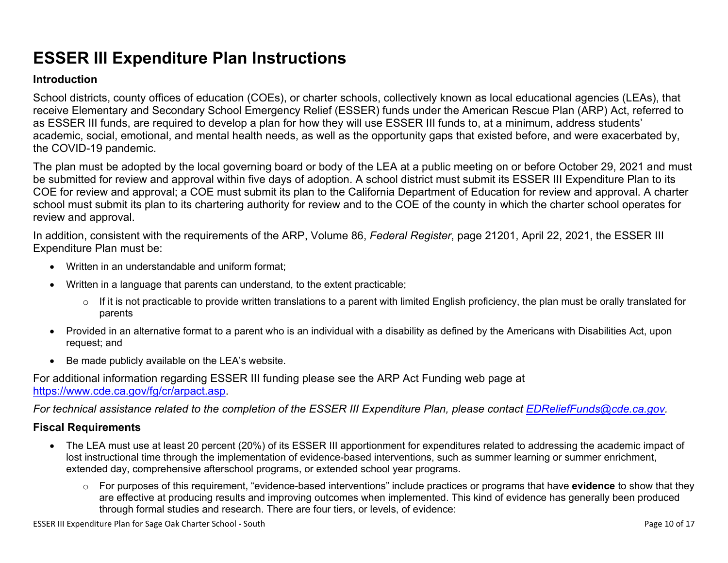# ESSER III Expenditure Plan Instructions

### Introduction

School districts, county offices of education (COEs), or charter schools, collectively known as local educational agencies (LEAs), that receive Elementary and Secondary School Emergency Relief (ESSER) funds under the American Rescue Plan (ARP) Act, referred to as ESSER III funds, are required to develop a plan for how they will use ESSER III funds to, at a minimum, address students' academic, social, emotional, and mental health needs, as well as the opportunity gaps that existed before, and were exacerbated by, the COVID-19 pandemic.

The plan must be adopted by the local governing board or body of the LEA at a public meeting on or before October 29, 2021 and must be submitted for review and approval within five days of adoption. A school district must submit its ESSER III Expenditure Plan to its COE for review and approval; a COE must submit its plan to the California Department of Education for review and approval. A charter school must submit its plan to its chartering authority for review and to the COE of the county in which the charter school operates for review and approval.

In addition, consistent with the requirements of the ARP, Volume 86, *Federal Register*, page 21201, April 22, 2021, the ESSER III Expenditure Plan must be:

- Written in an understandable and uniform format;
- Written in a language that parents can understand, to the extent practicable;
  - If it is not practicable to provide written translations to a parent with limited English proficiency, the plan must be orally translated for parents
- Provided in an alternative format to a parent who is an individual with a disability as defined by the Americans with Disabilities Act, upon request; and
- Be made publicly available on the LEA's website.

For additional information regarding ESSER III funding please see the ARP Act Funding web page at https://www.cde.ca.gov/fg/cr/arpact.asp.

*For technical assistance related to the completion of the ESSER III Expenditure Plan, please contact EDReliefFunds@cde.ca.gov.*

### Fiscal Requirements

- The LEA must use at least 20 percent (20%) of its ESSER III apportionment for expenditures related to addressing the academic impact of lost instructional time through the implementation of evidence-based interventions, such as summer learning or summer enrichment, extended day, comprehensive afterschool programs, or extended school year programs.
  - For purposes of this requirement, "evidence-based interventions" include practices or programs that have **evidence** to show that they are effective at producing results and improving outcomes when implemented. This kind of evidence has generally been produced through formal studies and research. There are four tiers, or levels, of evidence: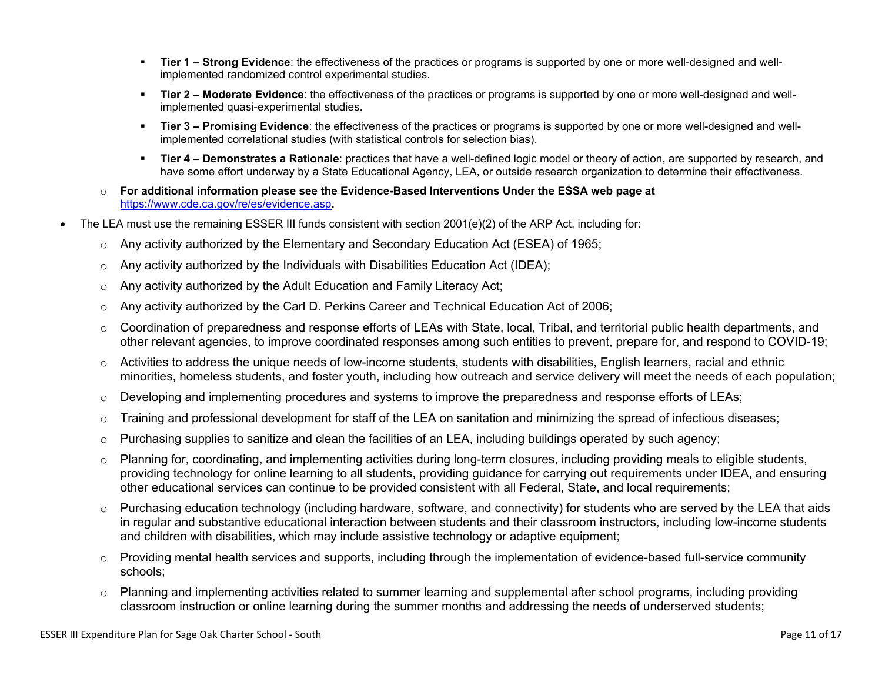- **Tier 1 – Strong Evidence**: the effectiveness of the practices or programs is supported by one or more well-designed and well-implemented randomized control experimental studies.
    - **Tier 2 – Moderate Evidence**: the effectiveness of the practices or programs is supported by one or more well-designed and well-implemented quasi-experimental studies.
    - **Tier 3 – Promising Evidence**: the effectiveness of the practices or programs is supported by one or more well-designed and well-implemented correlational studies (with statistical controls for selection bias).
    - **Tier 4 – Demonstrates a Rationale**: practices that have a well-defined logic model or theory of action, are supported by research, and have some effort underway by a State Educational Agency, LEA, or outside research organization to determine their effectiveness.
  - **For additional information please see the Evidence-Based Interventions Under the ESSA web page at** https://www.cde.ca.gov/re/es/evidence.asp**.**
- The LEA must use the remaining ESSER III funds consistent with section 2001(e)(2) of the ARP Act, including for:
  - Any activity authorized by the Elementary and Secondary Education Act (ESEA) of 1965;
  - Any activity authorized by the Individuals with Disabilities Education Act (IDEA);
  - Any activity authorized by the Adult Education and Family Literacy Act;
  - Any activity authorized by the Carl D. Perkins Career and Technical Education Act of 2006;
  - Coordination of preparedness and response efforts of LEAs with State, local, Tribal, and territorial public health departments, and other relevant agencies, to improve coordinated responses among such entities to prevent, prepare for, and respond to COVID-19;
  - Activities to address the unique needs of low-income students, students with disabilities, English learners, racial and ethnic minorities, homeless students, and foster youth, including how outreach and service delivery will meet the needs of each population;
  - Developing and implementing procedures and systems to improve the preparedness and response efforts of LEAs;
  - Training and professional development for staff of the LEA on sanitation and minimizing the spread of infectious diseases;
  - Purchasing supplies to sanitize and clean the facilities of an LEA, including buildings operated by such agency;
  - Planning for, coordinating, and implementing activities during long-term closures, including providing meals to eligible students, providing technology for online learning to all students, providing guidance for carrying out requirements under IDEA, and ensuring other educational services can continue to be provided consistent with all Federal, State, and local requirements;
  - Purchasing education technology (including hardware, software, and connectivity) for students who are served by the LEA that aids in regular and substantive educational interaction between students and their classroom instructors, including low-income students and children with disabilities, which may include assistive technology or adaptive equipment;
  - Providing mental health services and supports, including through the implementation of evidence-based full-service community schools;
  - Planning and implementing activities related to summer learning and supplemental after school programs, including providing classroom instruction or online learning during the summer months and addressing the needs of underserved students;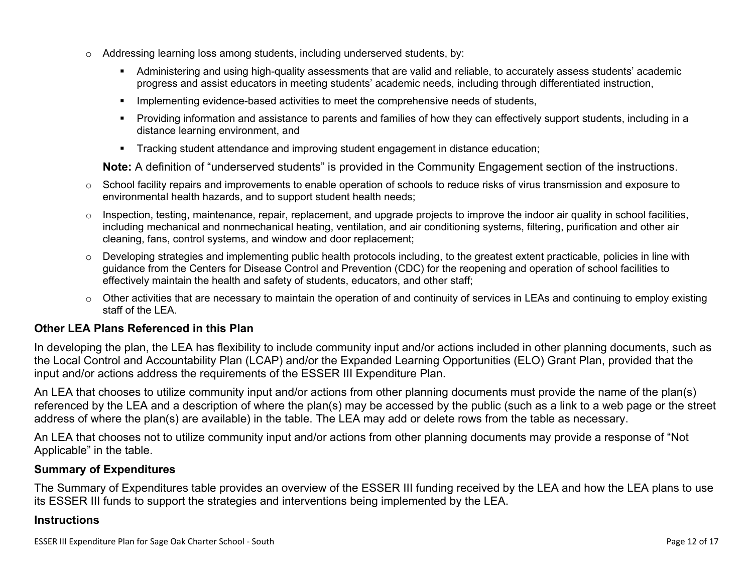- Addressing learning loss among students, including underserved students, by:
    - Administering and using high-quality assessments that are valid and reliable, to accurately assess students' academic progress and assist educators in meeting students' academic needs, including through differentiated instruction,
    - Implementing evidence-based activities to meet the comprehensive needs of students,
    - Providing information and assistance to parents and families of how they can effectively support students, including in a distance learning environment, and
    - Tracking student attendance and improving student engagement in distance education;

  **Note:** A definition of "underserved students" is provided in the Community Engagement section of the instructions.
- School facility repairs and improvements to enable operation of schools to reduce risks of virus transmission and exposure to environmental health hazards, and to support student health needs;
- Inspection, testing, maintenance, repair, replacement, and upgrade projects to improve the indoor air quality in school facilities, including mechanical and nonmechanical heating, ventilation, and air conditioning systems, filtering, purification and other air cleaning, fans, control systems, and window and door replacement;
- Developing strategies and implementing public health protocols including, to the greatest extent practicable, policies in line with guidance from the Centers for Disease Control and Prevention (CDC) for the reopening and operation of school facilities to effectively maintain the health and safety of students, educators, and other staff;
- Other activities that are necessary to maintain the operation of and continuity of services in LEAs and continuing to employ existing staff of the LEA.

### Other LEA Plans Referenced in this Plan

In developing the plan, the LEA has flexibility to include community input and/or actions included in other planning documents, such as the Local Control and Accountability Plan (LCAP) and/or the Expanded Learning Opportunities (ELO) Grant Plan, provided that the input and/or actions address the requirements of the ESSER III Expenditure Plan.

An LEA that chooses to utilize community input and/or actions from other planning documents must provide the name of the plan(s) referenced by the LEA and a description of where the plan(s) may be accessed by the public (such as a link to a web page or the street address of where the plan(s) are available) in the table. The LEA may add or delete rows from the table as necessary.

An LEA that chooses not to utilize community input and/or actions from other planning documents may provide a response of "Not Applicable" in the table.

### Summary of Expenditures

The Summary of Expenditures table provides an overview of the ESSER III funding received by the LEA and how the LEA plans to use its ESSER III funds to support the strategies and interventions being implemented by the LEA.

### Instructions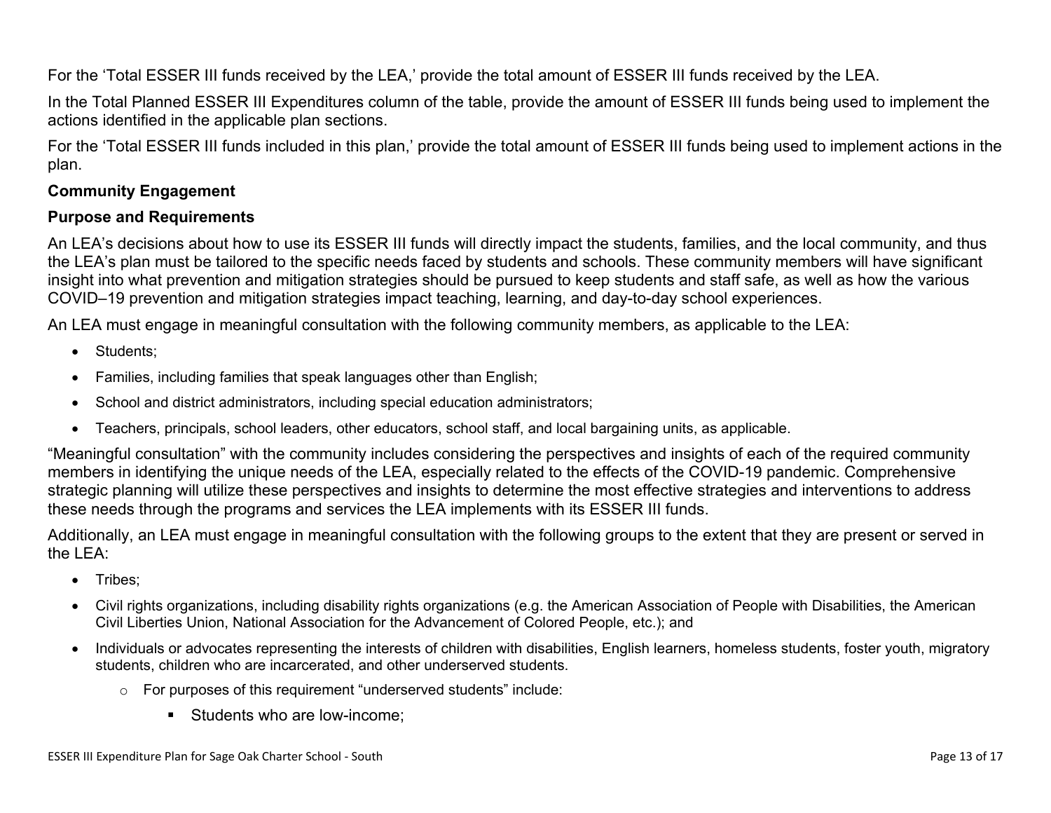For the 'Total ESSER III funds received by the LEA,' provide the total amount of ESSER III funds received by the LEA.

In the Total Planned ESSER III Expenditures column of the table, provide the amount of ESSER III funds being used to implement the actions identified in the applicable plan sections.

For the 'Total ESSER III funds included in this plan,' provide the total amount of ESSER III funds being used to implement actions in the plan.

**Community Engagement**

**Purpose and Requirements**

An LEA's decisions about how to use its ESSER III funds will directly impact the students, families, and the local community, and thus the LEA's plan must be tailored to the specific needs faced by students and schools. These community members will have significant insight into what prevention and mitigation strategies should be pursued to keep students and staff safe, as well as how the various COVID–19 prevention and mitigation strategies impact teaching, learning, and day-to-day school experiences.

An LEA must engage in meaningful consultation with the following community members, as applicable to the LEA:

- Students;
- Families, including families that speak languages other than English;
- School and district administrators, including special education administrators;
- Teachers, principals, school leaders, other educators, school staff, and local bargaining units, as applicable.

"Meaningful consultation" with the community includes considering the perspectives and insights of each of the required community members in identifying the unique needs of the LEA, especially related to the effects of the COVID-19 pandemic. Comprehensive strategic planning will utilize these perspectives and insights to determine the most effective strategies and interventions to address these needs through the programs and services the LEA implements with its ESSER III funds.

Additionally, an LEA must engage in meaningful consultation with the following groups to the extent that they are present or served in the LEA:

- Tribes;
- Civil rights organizations, including disability rights organizations (e.g. the American Association of People with Disabilities, the American Civil Liberties Union, National Association for the Advancement of Colored People, etc.); and
- Individuals or advocates representing the interests of children with disabilities, English learners, homeless students, foster youth, migratory students, children who are incarcerated, and other underserved students.
  - For purposes of this requirement "underserved students" include:
    - Students who are low-income;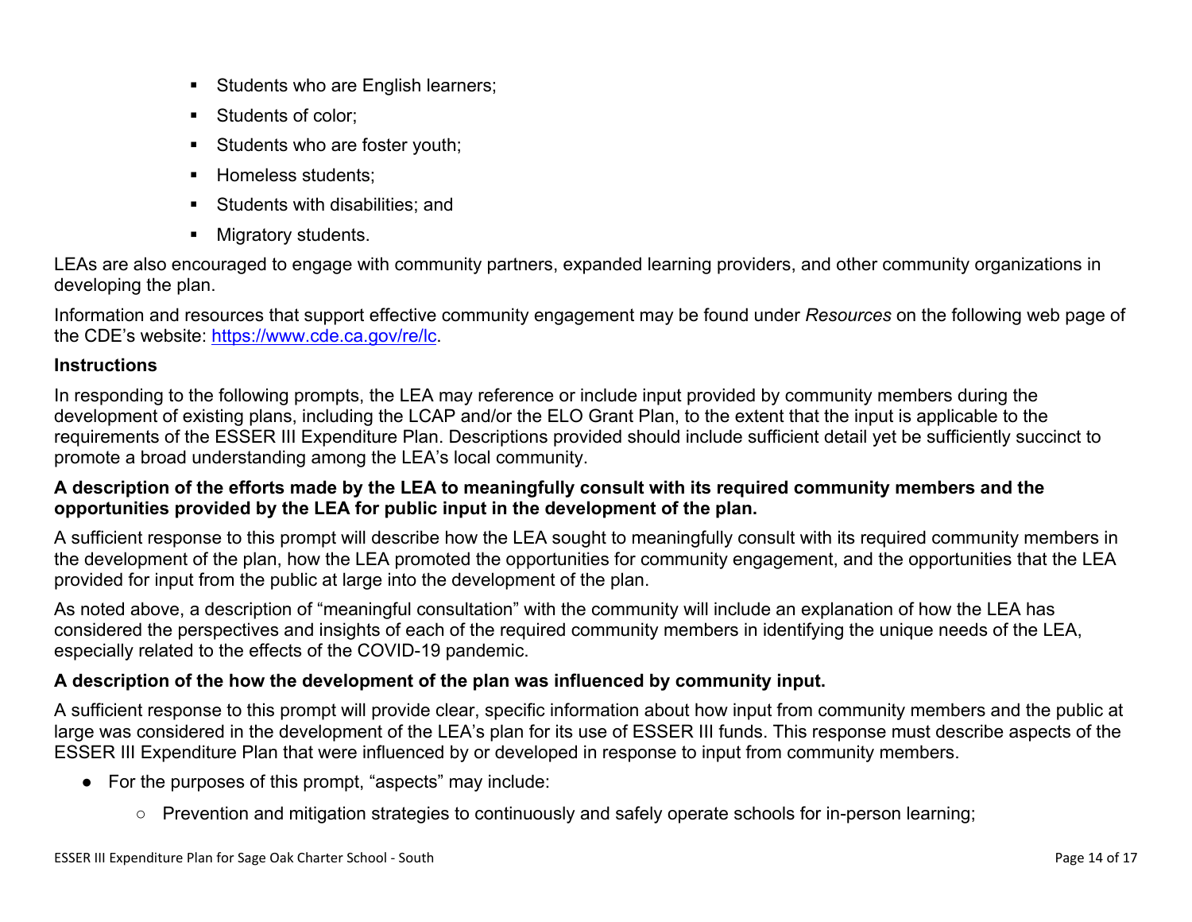- Students who are English learners;
- Students of color;
- Students who are foster youth;
- Homeless students;
- Students with disabilities; and
- Migratory students.

LEAs are also encouraged to engage with community partners, expanded learning providers, and other community organizations in developing the plan.

Information and resources that support effective community engagement may be found under *Resources* on the following web page of the CDE's website: https://www.cde.ca.gov/re/lc.

**Instructions**

In responding to the following prompts, the LEA may reference or include input provided by community members during the development of existing plans, including the LCAP and/or the ELO Grant Plan, to the extent that the input is applicable to the requirements of the ESSER III Expenditure Plan. Descriptions provided should include sufficient detail yet be sufficiently succinct to promote a broad understanding among the LEA's local community.

**A description of the efforts made by the LEA to meaningfully consult with its required community members and the opportunities provided by the LEA for public input in the development of the plan.**

A sufficient response to this prompt will describe how the LEA sought to meaningfully consult with its required community members in the development of the plan, how the LEA promoted the opportunities for community engagement, and the opportunities that the LEA provided for input from the public at large into the development of the plan.

As noted above, a description of "meaningful consultation" with the community will include an explanation of how the LEA has considered the perspectives and insights of each of the required community members in identifying the unique needs of the LEA, especially related to the effects of the COVID-19 pandemic.

**A description of the how the development of the plan was influenced by community input.**

A sufficient response to this prompt will provide clear, specific information about how input from community members and the public at large was considered in the development of the LEA's plan for its use of ESSER III funds. This response must describe aspects of the ESSER III Expenditure Plan that were influenced by or developed in response to input from community members.

- For the purposes of this prompt, "aspects" may include:
  - Prevention and mitigation strategies to continuously and safely operate schools for in-person learning;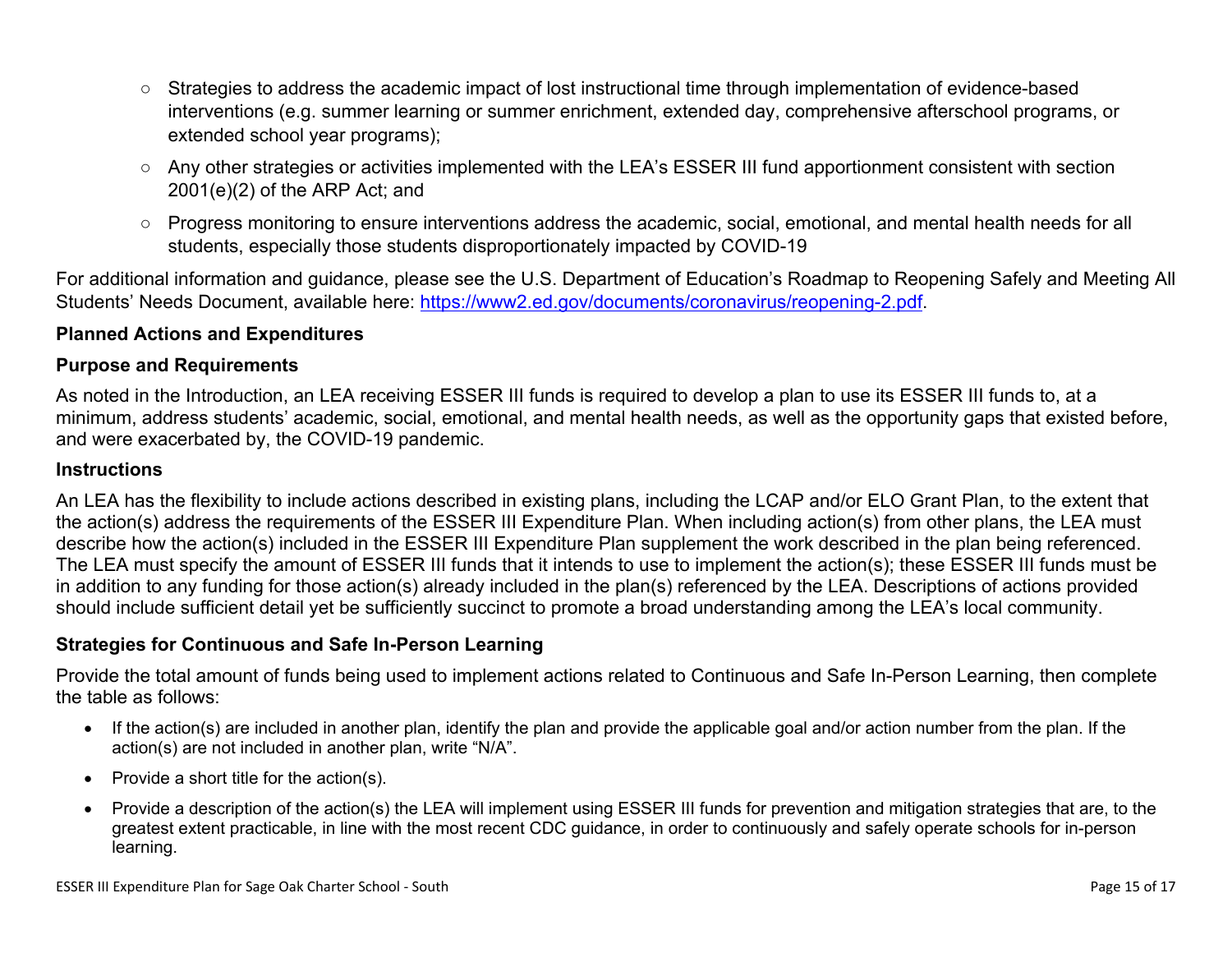- Strategies to address the academic impact of lost instructional time through implementation of evidence-based interventions (e.g. summer learning or summer enrichment, extended day, comprehensive afterschool programs, or extended school year programs);
- Any other strategies or activities implemented with the LEA's ESSER III fund apportionment consistent with section 2001(e)(2) of the ARP Act; and
- Progress monitoring to ensure interventions address the academic, social, emotional, and mental health needs for all students, especially those students disproportionately impacted by COVID-19

For additional information and guidance, please see the U.S. Department of Education's Roadmap to Reopening Safely and Meeting All Students' Needs Document, available here: https://www2.ed.gov/documents/coronavirus/reopening-2.pdf.

### Planned Actions and Expenditures

### Purpose and Requirements

As noted in the Introduction, an LEA receiving ESSER III funds is required to develop a plan to use its ESSER III funds to, at a minimum, address students' academic, social, emotional, and mental health needs, as well as the opportunity gaps that existed before, and were exacerbated by, the COVID-19 pandemic.

### Instructions

An LEA has the flexibility to include actions described in existing plans, including the LCAP and/or ELO Grant Plan, to the extent that the action(s) address the requirements of the ESSER III Expenditure Plan. When including action(s) from other plans, the LEA must describe how the action(s) included in the ESSER III Expenditure Plan supplement the work described in the plan being referenced. The LEA must specify the amount of ESSER III funds that it intends to use to implement the action(s); these ESSER III funds must be in addition to any funding for those action(s) already included in the plan(s) referenced by the LEA. Descriptions of actions provided should include sufficient detail yet be sufficiently succinct to promote a broad understanding among the LEA's local community.

### Strategies for Continuous and Safe In-Person Learning

Provide the total amount of funds being used to implement actions related to Continuous and Safe In-Person Learning, then complete the table as follows:

- If the action(s) are included in another plan, identify the plan and provide the applicable goal and/or action number from the plan. If the action(s) are not included in another plan, write "N/A".
- Provide a short title for the action(s).
- Provide a description of the action(s) the LEA will implement using ESSER III funds for prevention and mitigation strategies that are, to the greatest extent practicable, in line with the most recent CDC guidance, in order to continuously and safely operate schools for in-person learning.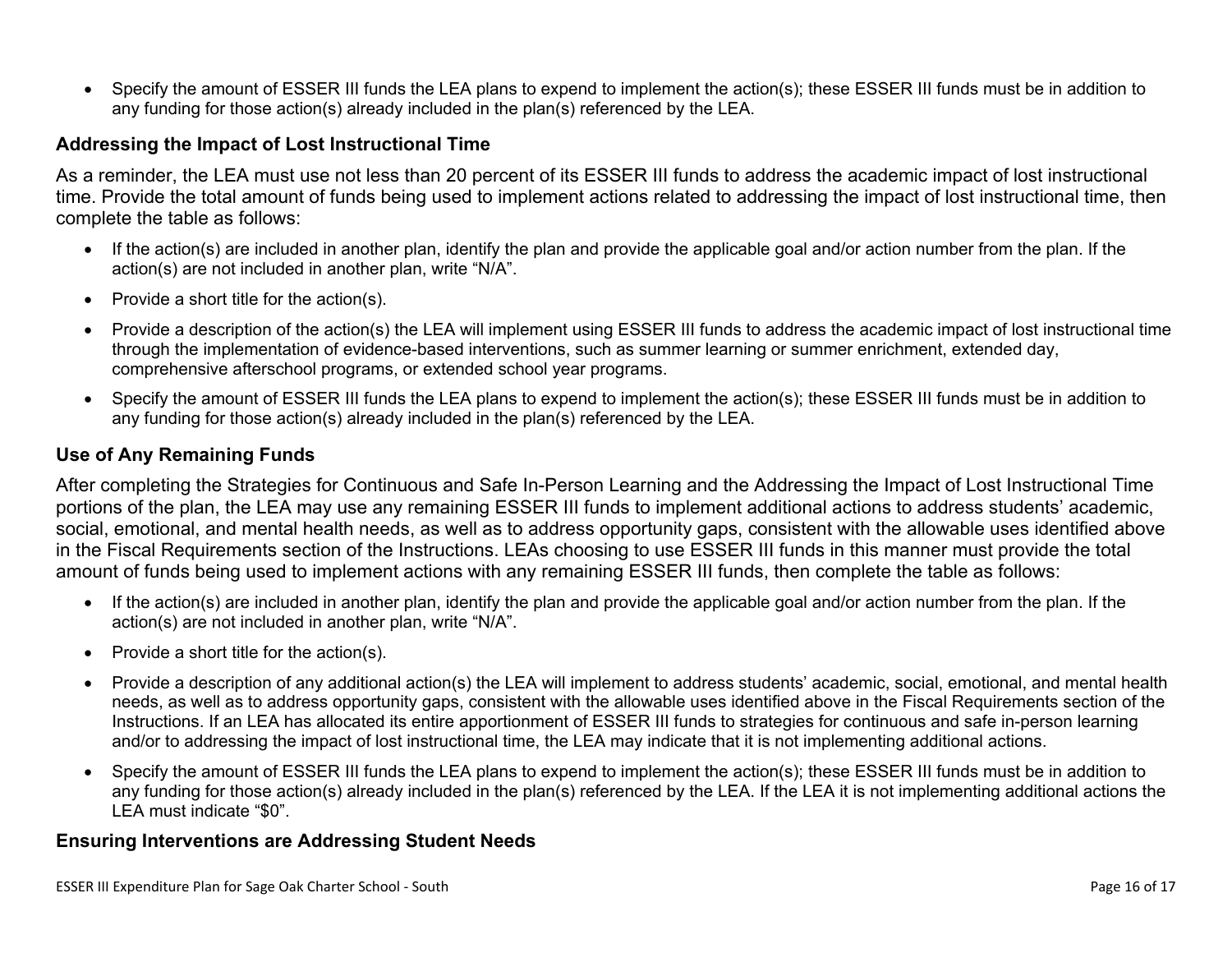- Specify the amount of ESSER III funds the LEA plans to expend to implement the action(s); these ESSER III funds must be in addition to any funding for those action(s) already included in the plan(s) referenced by the LEA.

### Addressing the Impact of Lost Instructional Time

As a reminder, the LEA must use not less than 20 percent of its ESSER III funds to address the academic impact of lost instructional time. Provide the total amount of funds being used to implement actions related to addressing the impact of lost instructional time, then complete the table as follows:

- If the action(s) are included in another plan, identify the plan and provide the applicable goal and/or action number from the plan. If the action(s) are not included in another plan, write "N/A".
- Provide a short title for the action(s).
- Provide a description of the action(s) the LEA will implement using ESSER III funds to address the academic impact of lost instructional time through the implementation of evidence-based interventions, such as summer learning or summer enrichment, extended day, comprehensive afterschool programs, or extended school year programs.
- Specify the amount of ESSER III funds the LEA plans to expend to implement the action(s); these ESSER III funds must be in addition to any funding for those action(s) already included in the plan(s) referenced by the LEA.

### Use of Any Remaining Funds

After completing the Strategies for Continuous and Safe In-Person Learning and the Addressing the Impact of Lost Instructional Time portions of the plan, the LEA may use any remaining ESSER III funds to implement additional actions to address students' academic, social, emotional, and mental health needs, as well as to address opportunity gaps, consistent with the allowable uses identified above in the Fiscal Requirements section of the Instructions. LEAs choosing to use ESSER III funds in this manner must provide the total amount of funds being used to implement actions with any remaining ESSER III funds, then complete the table as follows:

- If the action(s) are included in another plan, identify the plan and provide the applicable goal and/or action number from the plan. If the action(s) are not included in another plan, write "N/A".
- Provide a short title for the action(s).
- Provide a description of any additional action(s) the LEA will implement to address students' academic, social, emotional, and mental health needs, as well as to address opportunity gaps, consistent with the allowable uses identified above in the Fiscal Requirements section of the Instructions. If an LEA has allocated its entire apportionment of ESSER III funds to strategies for continuous and safe in-person learning and/or to addressing the impact of lost instructional time, the LEA may indicate that it is not implementing additional actions.
- Specify the amount of ESSER III funds the LEA plans to expend to implement the action(s); these ESSER III funds must be in addition to any funding for those action(s) already included in the plan(s) referenced by the LEA. If the LEA it is not implementing additional actions the LEA must indicate "$0".

### Ensuring Interventions are Addressing Student Needs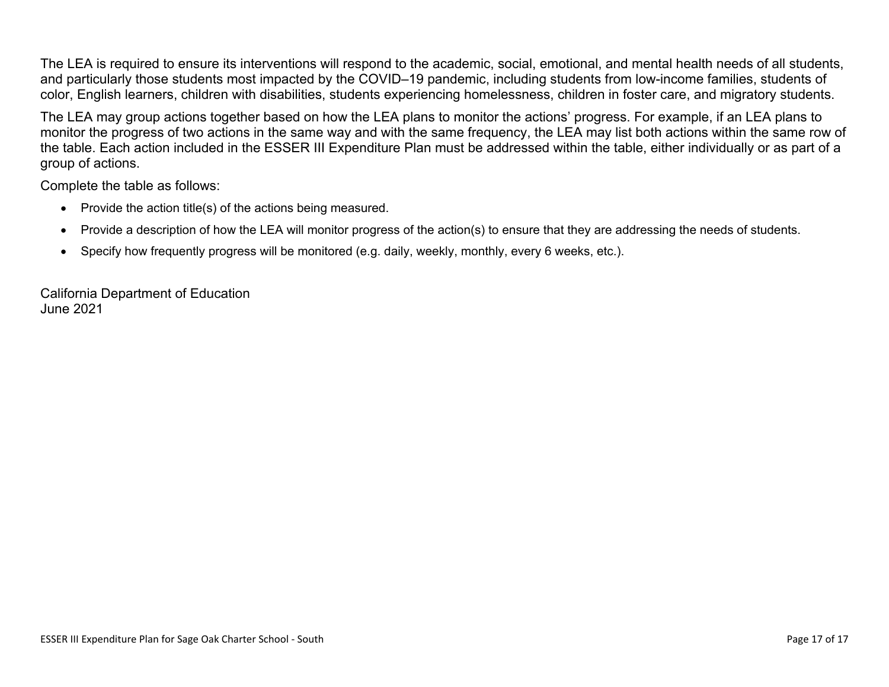The LEA is required to ensure its interventions will respond to the academic, social, emotional, and mental health needs of all students, and particularly those students most impacted by the COVID–19 pandemic, including students from low-income families, students of color, English learners, children with disabilities, students experiencing homelessness, children in foster care, and migratory students.

The LEA may group actions together based on how the LEA plans to monitor the actions' progress. For example, if an LEA plans to monitor the progress of two actions in the same way and with the same frequency, the LEA may list both actions within the same row of the table. Each action included in the ESSER III Expenditure Plan must be addressed within the table, either individually or as part of a group of actions.

Complete the table as follows:

- Provide the action title(s) of the actions being measured.
- Provide a description of how the LEA will monitor progress of the action(s) to ensure that they are addressing the needs of students.
- Specify how frequently progress will be monitored (e.g. daily, weekly, monthly, every 6 weeks, etc.).

California Department of Education
June 2021